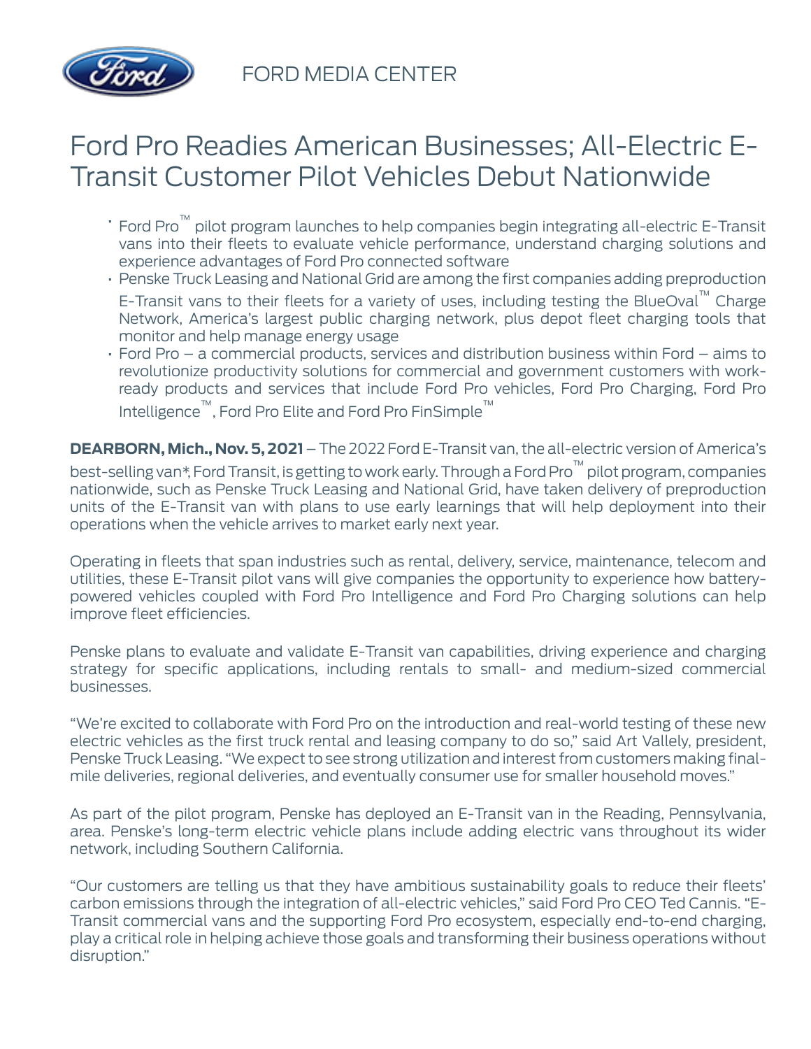FORD MEDIA CENTER

# Ford Pro Readies American Businesses; All-Electric E-Transit Customer Pilot Vehicles Debut Nationwide

- Ford Pro™ pilot program launches to help companies begin integrating all-electric E-Transit vans into their fleets to evaluate vehicle performance, understand charging solutions and experience advantages of Ford Pro connected software
- Penske Truck Leasing and National Grid are among the first companies adding preproduction E-Transit vans to their fleets for a variety of uses, including testing the BlueOval™ Charge Network, America's largest public charging network, plus depot fleet charging tools that monitor and help manage energy usage
- Ford Pro – a commercial products, services and distribution business within Ford – aims to revolutionize productivity solutions for commercial and government customers with work-ready products and services that include Ford Pro vehicles, Ford Pro Charging, Ford Pro Intelligence™, Ford Pro Elite and Ford Pro FinSimple™

**DEARBORN, Mich., Nov. 5, 2021** – The 2022 Ford E-Transit van, the all-electric version of America's best-selling van*, Ford Transit, is getting to work early. Through a Ford Pro™ pilot program, companies nationwide, such as Penske Truck Leasing and National Grid, have taken delivery of preproduction units of the E-Transit van with plans to use early learnings that will help deployment into their operations when the vehicle arrives to market early next year.

Operating in fleets that span industries such as rental, delivery, service, maintenance, telecom and utilities, these E-Transit pilot vans will give companies the opportunity to experience how battery-powered vehicles coupled with Ford Pro Intelligence and Ford Pro Charging solutions can help improve fleet efficiencies.

Penske plans to evaluate and validate E-Transit van capabilities, driving experience and charging strategy for specific applications, including rentals to small- and medium-sized commercial businesses.

"We're excited to collaborate with Ford Pro on the introduction and real-world testing of these new electric vehicles as the first truck rental and leasing company to do so," said Art Vallely, president, Penske Truck Leasing. "We expect to see strong utilization and interest from customers making final-mile deliveries, regional deliveries, and eventually consumer use for smaller household moves."

As part of the pilot program, Penske has deployed an E-Transit van in the Reading, Pennsylvania, area. Penske's long-term electric vehicle plans include adding electric vans throughout its wider network, including Southern California.

"Our customers are telling us that they have ambitious sustainability goals to reduce their fleets' carbon emissions through the integration of all-electric vehicles," said Ford Pro CEO Ted Cannis. "E-Transit commercial vans and the supporting Ford Pro ecosystem, especially end-to-end charging, play a critical role in helping achieve those goals and transforming their business operations without disruption."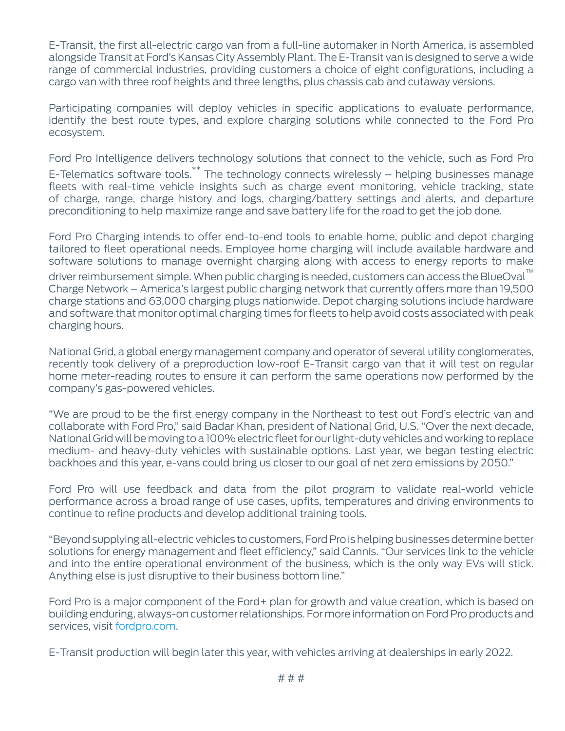E-Transit, the first all-electric cargo van from a full-line automaker in North America, is assembled alongside Transit at Ford's Kansas City Assembly Plant. The E-Transit van is designed to serve a wide range of commercial industries, providing customers a choice of eight configurations, including a cargo van with three roof heights and three lengths, plus chassis cab and cutaway versions.

Participating companies will deploy vehicles in specific applications to evaluate performance, identify the best route types, and explore charging solutions while connected to the Ford Pro ecosystem.

Ford Pro Intelligence delivers technology solutions that connect to the vehicle, such as Ford Pro E-Telematics software tools.** The technology connects wirelessly – helping businesses manage fleets with real-time vehicle insights such as charge event monitoring, vehicle tracking, state of charge, range, charge history and logs, charging/battery settings and alerts, and departure preconditioning to help maximize range and save battery life for the road to get the job done.

Ford Pro Charging intends to offer end-to-end tools to enable home, public and depot charging tailored to fleet operational needs. Employee home charging will include available hardware and software solutions to manage overnight charging along with access to energy reports to make driver reimbursement simple. When public charging is needed, customers can access the BlueOval™ Charge Network – America's largest public charging network that currently offers more than 19,500 charge stations and 63,000 charging plugs nationwide. Depot charging solutions include hardware and software that monitor optimal charging times for fleets to help avoid costs associated with peak charging hours.

National Grid, a global energy management company and operator of several utility conglomerates, recently took delivery of a preproduction low-roof E-Transit cargo van that it will test on regular home meter-reading routes to ensure it can perform the same operations now performed by the company's gas-powered vehicles.

"We are proud to be the first energy company in the Northeast to test out Ford's electric van and collaborate with Ford Pro," said Badar Khan, president of National Grid, U.S. "Over the next decade, National Grid will be moving to a 100% electric fleet for our light-duty vehicles and working to replace medium- and heavy-duty vehicles with sustainable options. Last year, we began testing electric backhoes and this year, e-vans could bring us closer to our goal of net zero emissions by 2050."

Ford Pro will use feedback and data from the pilot program to validate real-world vehicle performance across a broad range of use cases, upfits, temperatures and driving environments to continue to refine products and develop additional training tools.

"Beyond supplying all-electric vehicles to customers, Ford Pro is helping businesses determine better solutions for energy management and fleet efficiency," said Cannis. "Our services link to the vehicle and into the entire operational environment of the business, which is the only way EVs will stick. Anything else is just disruptive to their business bottom line."

Ford Pro is a major component of the Ford+ plan for growth and value creation, which is based on building enduring, always-on customer relationships. For more information on Ford Pro products and services, visit fordpro.com.

E-Transit production will begin later this year, with vehicles arriving at dealerships in early 2022.

# # #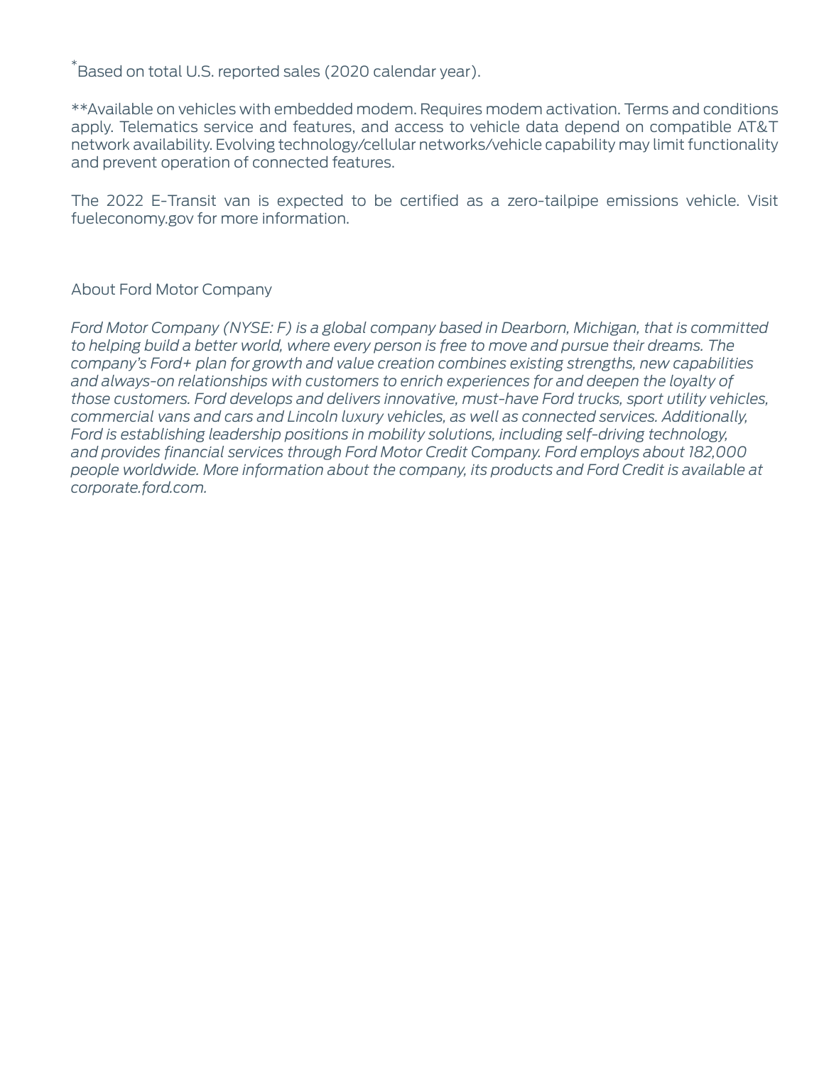*Based on total U.S. reported sales (2020 calendar year).

**Available on vehicles with embedded modem. Requires modem activation. Terms and conditions apply. Telematics service and features, and access to vehicle data depend on compatible AT&T network availability. Evolving technology/cellular networks/vehicle capability may limit functionality and prevent operation of connected features.

The 2022 E-Transit van is expected to be certified as a zero-tailpipe emissions vehicle. Visit fueleconomy.gov for more information.

About Ford Motor Company

*Ford Motor Company (NYSE: F) is a global company based in Dearborn, Michigan, that is committed to helping build a better world, where every person is free to move and pursue their dreams. The company's Ford+ plan for growth and value creation combines existing strengths, new capabilities and always-on relationships with customers to enrich experiences for and deepen the loyalty of those customers. Ford develops and delivers innovative, must-have Ford trucks, sport utility vehicles, commercial vans and cars and Lincoln luxury vehicles, as well as connected services. Additionally, Ford is establishing leadership positions in mobility solutions, including self-driving technology, and provides financial services through Ford Motor Credit Company. Ford employs about 182,000 people worldwide. More information about the company, its products and Ford Credit is available at corporate.ford.com.*